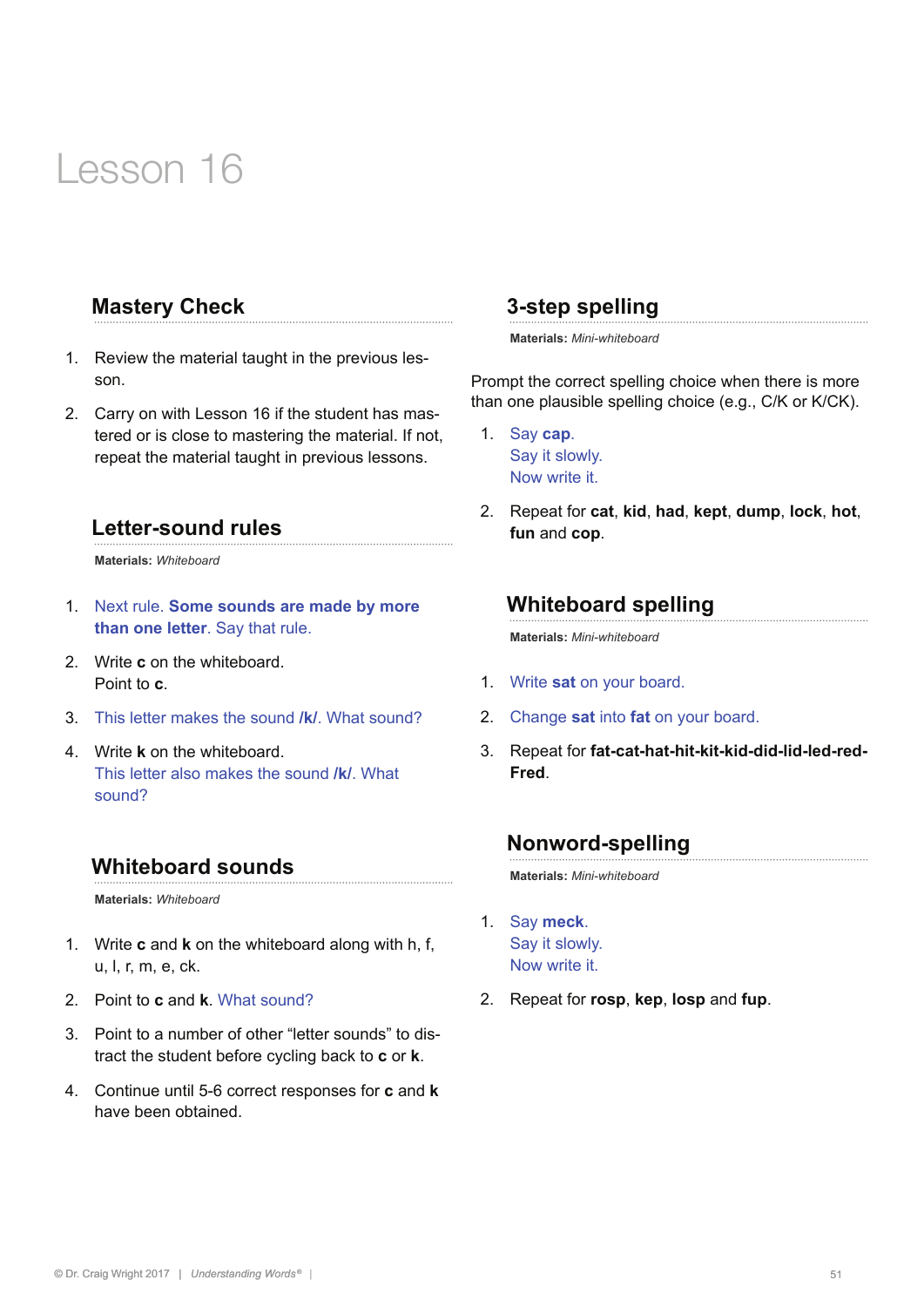# Lesson 16

## Mastery Check

1. Review the material taught in the previous lesson.
2. Carry on with Lesson 16 if the student has mastered or is close to mastering the material. If not, repeat the material taught in previous lessons.

## Letter-sound rules

**Materials:** *Whiteboard*

1. Next rule. **Some sounds are made by more than one letter**. Say that rule.
2. Write **c** on the whiteboard. Point to **c**.
3. This letter makes the sound **/k/**. What sound?
4. Write **k** on the whiteboard. This letter also makes the sound **/k/**. What sound?

## Whiteboard sounds

**Materials:** *Whiteboard*

1. Write **c** and **k** on the whiteboard along with h, f, u, l, r, m, e, ck.
2. Point to **c** and **k**. What sound?
3. Point to a number of other "letter sounds" to distract the student before cycling back to **c** or **k**.
4. Continue until 5-6 correct responses for **c** and **k** have been obtained.

## 3-step spelling

**Materials:** *Mini-whiteboard*

Prompt the correct spelling choice when there is more than one plausible spelling choice (e.g., C/K or K/CK).

1. Say **cap**. Say it slowly. Now write it.
2. Repeat for **cat**, **kid**, **had**, **kept**, **dump**, **lock**, **hot**, **fun** and **cop**.

## Whiteboard spelling

**Materials:** *Mini-whiteboard*

1. Write **sat** on your board.
2. Change **sat** into **fat** on your board.
3. Repeat for **fat-cat-hat-hit-kit-kid-did-lid-led-red-Fred**.

## Nonword-spelling

**Materials:** *Mini-whiteboard*

1. Say **meck**. Say it slowly. Now write it.
2. Repeat for **rosp**, **kep**, **losp** and **fup**.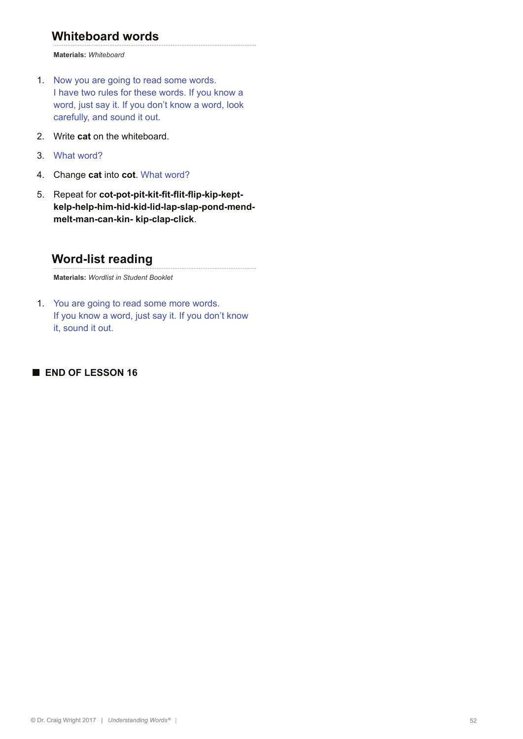## Whiteboard words

**Materials:** *Whiteboard*

1. Now you are going to read some words.
   I have two rules for these words. If you know a word, just say it. If you don't know a word, look carefully, and sound it out.
2. Write **cat** on the whiteboard.
3. What word?
4. Change **cat** into **cot**. What word?
5. Repeat for **cot-pot-pit-kit-fit-flit-flip-kip-kept-kelp-help-him-hid-kid-lid-lap-slap-pond-mend-melt-man-can-kin- kip-clap-click**.

## Word-list reading

**Materials:** *Wordlist in Student Booklet*

1. You are going to read some more words.
   If you know a word, just say it. If you don't know it, sound it out.

■ **END OF LESSON 16**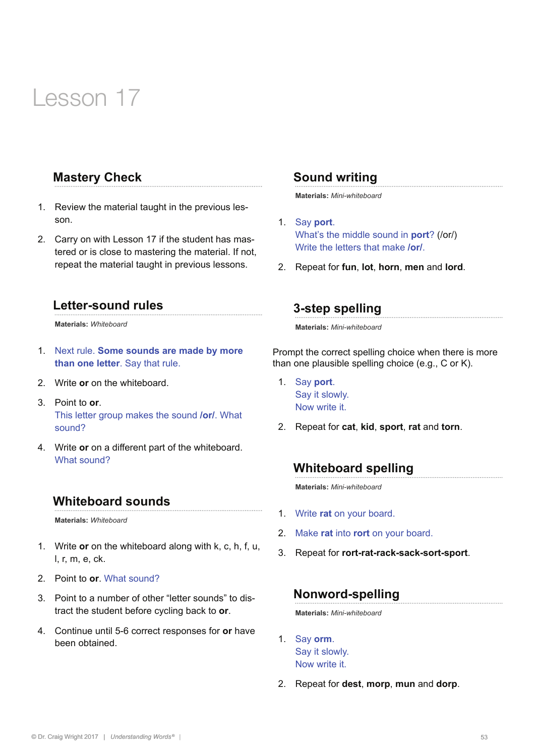# Lesson 17

## Mastery Check

1. Review the material taught in the previous lesson.
2. Carry on with Lesson 17 if the student has mastered or is close to mastering the material. If not, repeat the material taught in previous lessons.

## Letter-sound rules

**Materials:** *Whiteboard*

1. Next rule. **Some sounds are made by more than one letter**. Say that rule.
2. Write **or** on the whiteboard.
3. Point to **or**.
   This letter group makes the sound **/or/**. What sound?
4. Write **or** on a different part of the whiteboard.
   What sound?

## Whiteboard sounds

**Materials:** *Whiteboard*

1. Write **or** on the whiteboard along with k, c, h, f, u, l, r, m, e, ck.
2. Point to **or**. What sound?
3. Point to a number of other "letter sounds" to distract the student before cycling back to **or**.
4. Continue until 5-6 correct responses for **or** have been obtained.

## Sound writing

**Materials:** *Mini-whiteboard*

1. Say **port**.
   What's the middle sound in **port**? (/or/)
   Write the letters that make **/or/**.
2. Repeat for **fun**, **lot**, **horn**, **men** and **lord**.

## 3-step spelling

**Materials:** *Mini-whiteboard*

Prompt the correct spelling choice when there is more than one plausible spelling choice (e.g., C or K).

1. Say **port**.
   Say it slowly.
   Now write it.
2. Repeat for **cat**, **kid**, **sport**, **rat** and **torn**.

## Whiteboard spelling

**Materials:** *Mini-whiteboard*

1. Write **rat** on your board.
2. Make **rat** into **rort** on your board.
3. Repeat for **rort-rat-rack-sack-sort-sport**.

## Nonword-spelling

**Materials:** *Mini-whiteboard*

1. Say **orm**.
   Say it slowly.
   Now write it.
2. Repeat for **dest**, **morp**, **mun** and **dorp**.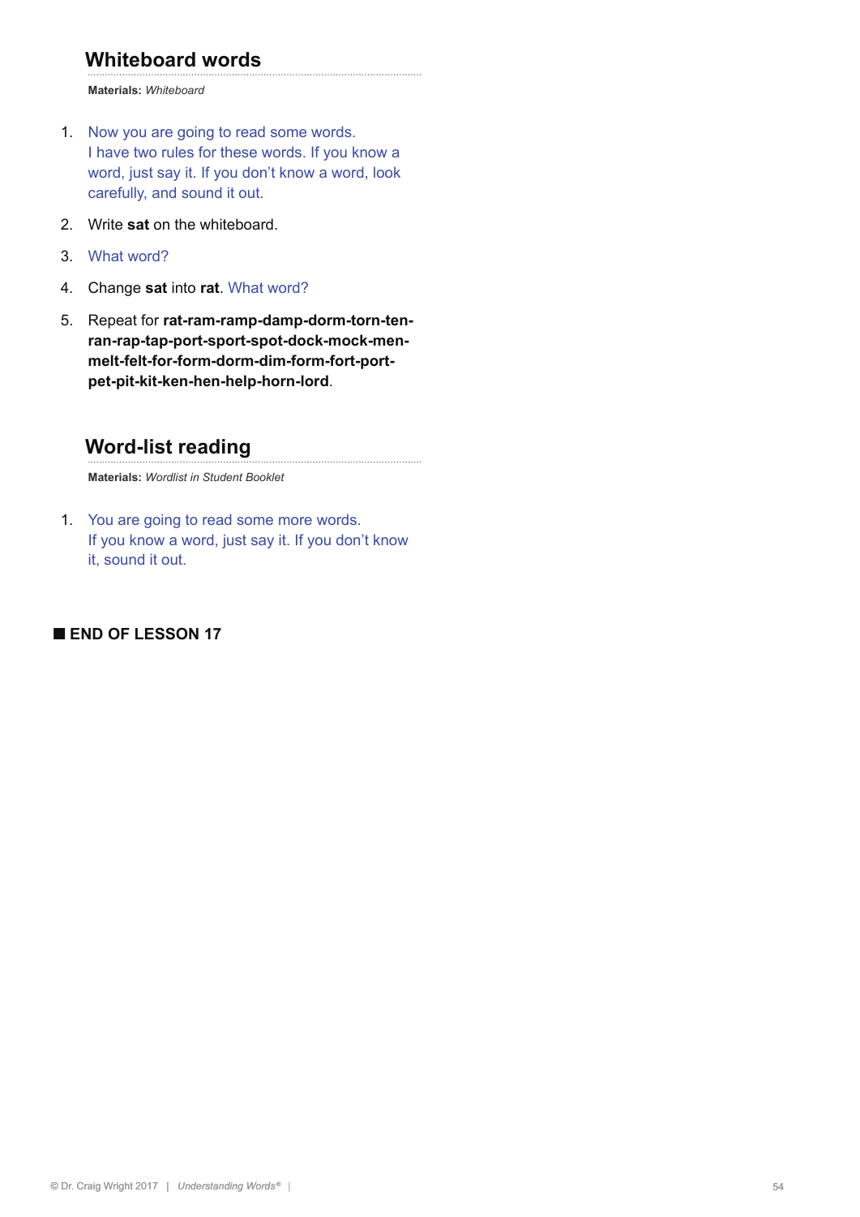## Whiteboard words

**Materials:** *Whiteboard*

1. Now you are going to read some words.
   I have two rules for these words. If you know a word, just say it. If you don't know a word, look carefully, and sound it out.
2. Write **sat** on the whiteboard.
3. What word?
4. Change **sat** into **rat**. What word?
5. Repeat for **rat-ram-ramp-damp-dorm-torn-ten-ran-rap-tap-port-sport-spot-dock-mock-men-melt-felt-for-form-dorm-dim-form-fort-port-pet-pit-kit-ken-hen-help-horn-lord**.

## Word-list reading

**Materials:** *Wordlist in Student Booklet*

1. You are going to read some more words.
   If you know a word, just say it. If you don't know it, sound it out.

■ **END OF LESSON 17**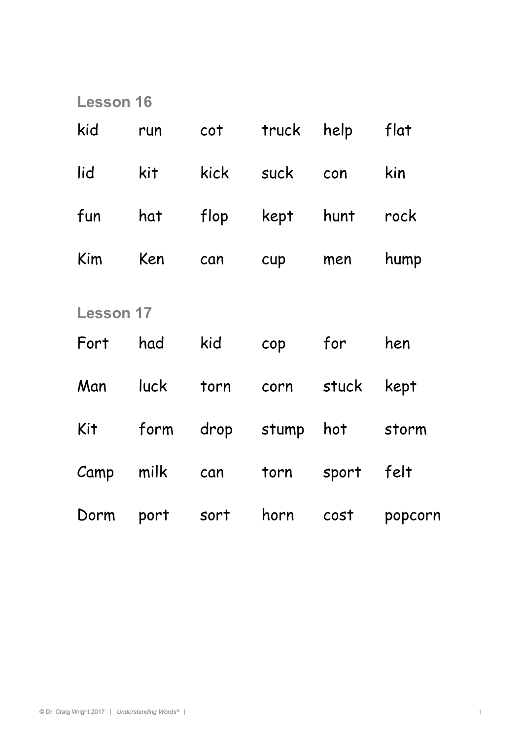## Lesson 16

| | | | | | |
|---|---|---|---|---|---|
| kid | run | cot | truck | help | flat |
| lid | kit | kick | suck | con | kin |
| fun | hat | flop | kept | hunt | rock |
| Kim | Ken | can | cup | men | hump |

## Lesson 17

| | | | | | |
|---|---|---|---|---|---|
| Fort | had | kid | cop | for | hen |
| Man | luck | torn | corn | stuck | kept |
| Kit | form | drop | stump | hot | storm |
| Camp | milk | can | torn | sport | felt |
| Dorm | port | sort | horn | cost | popcorn |